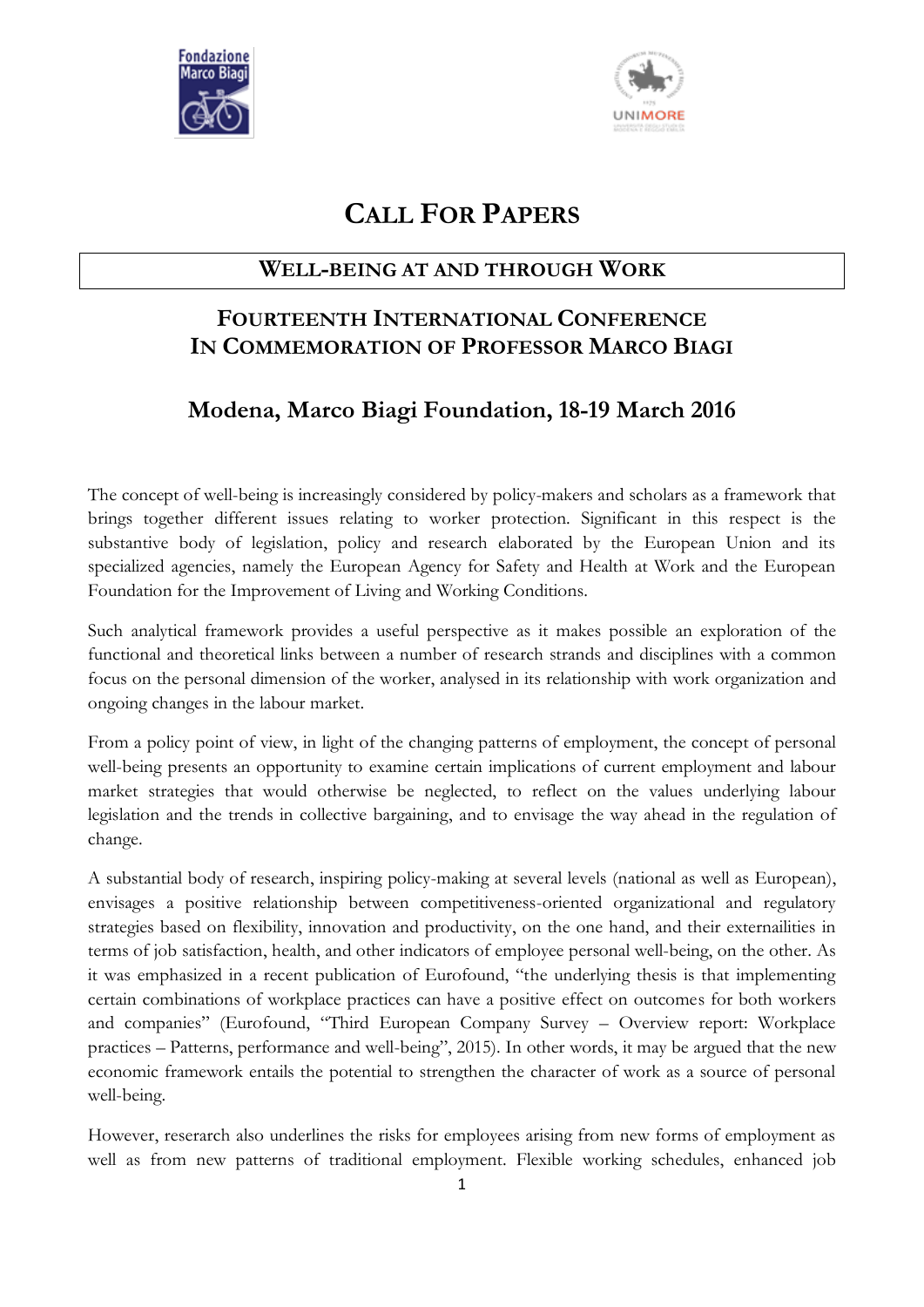# Call For Papers

## Well-being at and through Work

## Fourteenth International Conference
## In Commemoration of Professor Marco Biagi

### Modena, Marco Biagi Foundation, 18-19 March 2016

The concept of well-being is increasingly considered by policy-makers and scholars as a framework that brings together different issues relating to worker protection. Significant in this respect is the substantive body of legislation, policy and research elaborated by the European Union and its specialized agencies, namely the European Agency for Safety and Health at Work and the European Foundation for the Improvement of Living and Working Conditions.

Such analytical framework provides a useful perspective as it makes possible an exploration of the functional and theoretical links between a number of research strands and disciplines with a common focus on the personal dimension of the worker, analysed in its relationship with work organization and ongoing changes in the labour market.

From a policy point of view, in light of the changing patterns of employment, the concept of personal well-being presents an opportunity to examine certain implications of current employment and labour market strategies that would otherwise be neglected, to reflect on the values underlying labour legislation and the trends in collective bargaining, and to envisage the way ahead in the regulation of change.

A substantial body of research, inspiring policy-making at several levels (national as well as European), envisages a positive relationship between competitiveness-oriented organizational and regulatory strategies based on flexibility, innovation and productivity, on the one hand, and their externalities in terms of job satisfaction, health, and other indicators of employee personal well-being, on the other. As it was emphasized in a recent publication of Eurofound, "the underlying thesis is that implementing certain combinations of workplace practices can have a positive effect on outcomes for both workers and companies" (Eurofound, "Third European Company Survey – Overview report: Workplace practices – Patterns, performance and well-being", 2015). In other words, it may be argued that the new economic framework entails the potential to strengthen the character of work as a source of personal well-being.

However, reserarch also underlines the risks for employees arising from new forms of employment as well as from new patterns of traditional employment. Flexible working schedules, enhanced job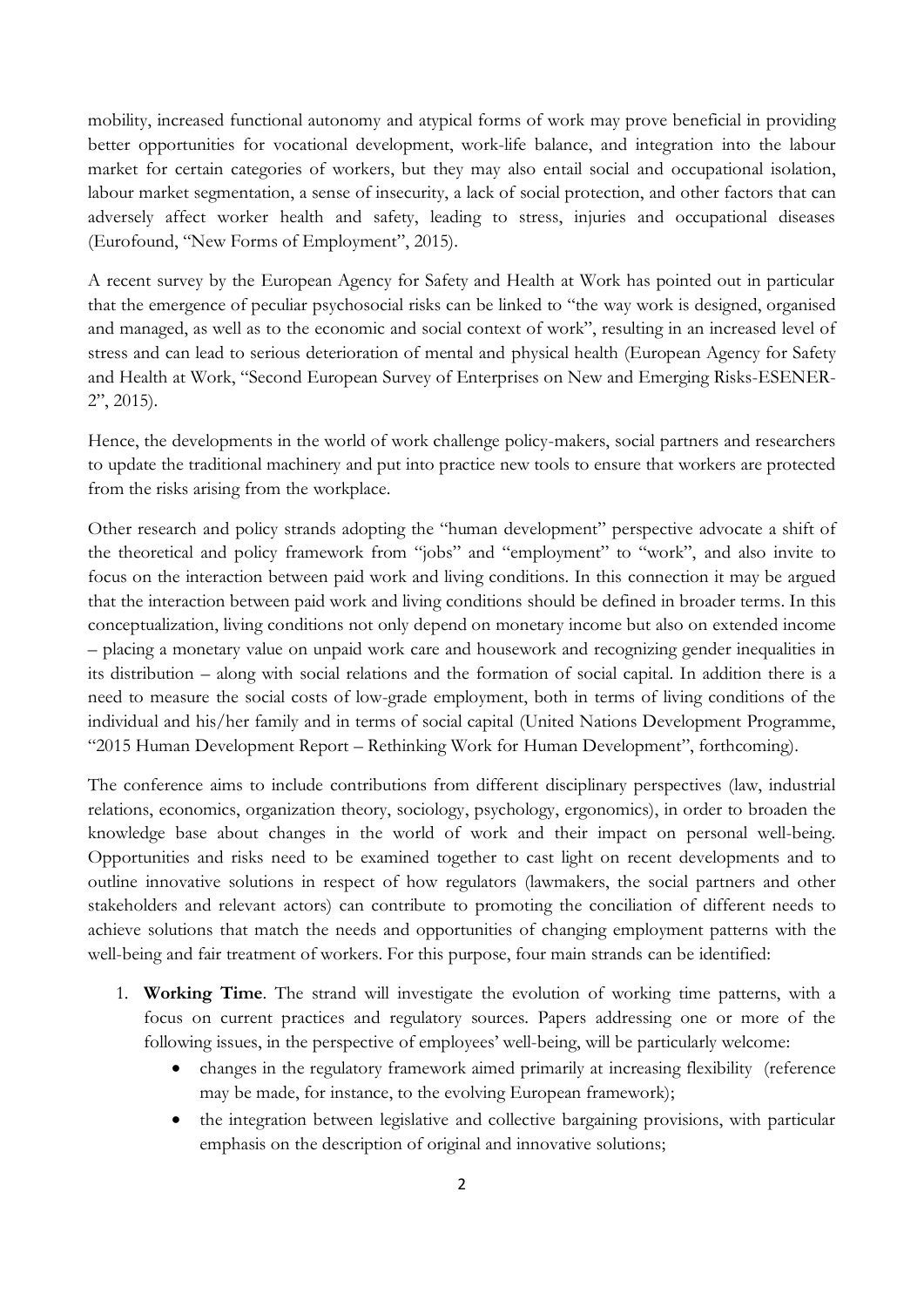mobility, increased functional autonomy and atypical forms of work may prove beneficial in providing better opportunities for vocational development, work-life balance, and integration into the labour market for certain categories of workers, but they may also entail social and occupational isolation, labour market segmentation, a sense of insecurity, a lack of social protection, and other factors that can adversely affect worker health and safety, leading to stress, injuries and occupational diseases (Eurofound, "New Forms of Employment", 2015).

A recent survey by the European Agency for Safety and Health at Work has pointed out in particular that the emergence of peculiar psychosocial risks can be linked to "the way work is designed, organised and managed, as well as to the economic and social context of work", resulting in an increased level of stress and can lead to serious deterioration of mental and physical health (European Agency for Safety and Health at Work, "Second European Survey of Enterprises on New and Emerging Risks-ESENER-2", 2015).

Hence, the developments in the world of work challenge policy-makers, social partners and researchers to update the traditional machinery and put into practice new tools to ensure that workers are protected from the risks arising from the workplace.

Other research and policy strands adopting the "human development" perspective advocate a shift of the theoretical and policy framework from "jobs" and "employment" to "work", and also invite to focus on the interaction between paid work and living conditions. In this connection it may be argued that the interaction between paid work and living conditions should be defined in broader terms. In this conceptualization, living conditions not only depend on monetary income but also on extended income – placing a monetary value on unpaid work care and housework and recognizing gender inequalities in its distribution – along with social relations and the formation of social capital. In addition there is a need to measure the social costs of low-grade employment, both in terms of living conditions of the individual and his/her family and in terms of social capital (United Nations Development Programme, "2015 Human Development Report – Rethinking Work for Human Development", forthcoming).

The conference aims to include contributions from different disciplinary perspectives (law, industrial relations, economics, organization theory, sociology, psychology, ergonomics), in order to broaden the knowledge base about changes in the world of work and their impact on personal well-being. Opportunities and risks need to be examined together to cast light on recent developments and to outline innovative solutions in respect of how regulators (lawmakers, the social partners and other stakeholders and relevant actors) can contribute to promoting the conciliation of different needs to achieve solutions that match the needs and opportunities of changing employment patterns with the well-being and fair treatment of workers. For this purpose, four main strands can be identified:

1. **Working Time**. The strand will investigate the evolution of working time patterns, with a focus on current practices and regulatory sources. Papers addressing one or more of the following issues, in the perspective of employees' well-being, will be particularly welcome:
    - changes in the regulatory framework aimed primarily at increasing flexibility (reference may be made, for instance, to the evolving European framework);
    - the integration between legislative and collective bargaining provisions, with particular emphasis on the description of original and innovative solutions;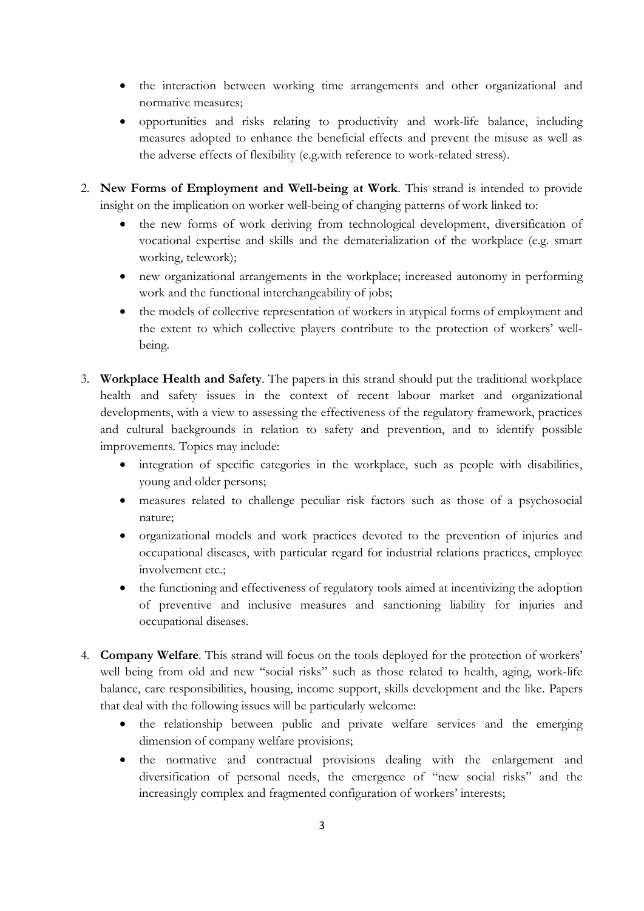- the interaction between working time arrangements and other organizational and normative measures;
- opportunities and risks relating to productivity and work-life balance, including measures adopted to enhance the beneficial effects and prevent the misuse as well as the adverse effects of flexibility (e.g.with reference to work-related stress).

2. **New Forms of Employment and Well-being at Work**. This strand is intended to provide insight on the implication on worker well-being of changing patterns of work linked to:
   - the new forms of work deriving from technological development, diversification of vocational expertise and skills and the dematerialization of the workplace (e.g. smart working, telework);
   - new organizational arrangements in the workplace; increased autonomy in performing work and the functional interchangeability of jobs;
   - the models of collective representation of workers in atypical forms of employment and the extent to which collective players contribute to the protection of workers' well-being.

3. **Workplace Health and Safety**. The papers in this strand should put the traditional workplace health and safety issues in the context of recent labour market and organizational developments, with a view to assessing the effectiveness of the regulatory framework, practices and cultural backgrounds in relation to safety and prevention, and to identify possible improvements. Topics may include:
   - integration of specific categories in the workplace, such as people with disabilities, young and older persons;
   - measures related to challenge peculiar risk factors such as those of a psychosocial nature;
   - organizational models and work practices devoted to the prevention of injuries and occupational diseases, with particular regard for industrial relations practices, employee involvement etc.;
   - the functioning and effectiveness of regulatory tools aimed at incentivizing the adoption of preventive and inclusive measures and sanctioning liability for injuries and occupational diseases.

4. **Company Welfare**. This strand will focus on the tools deployed for the protection of workers' well being from old and new "social risks" such as those related to health, aging, work-life balance, care responsibilities, housing, income support, skills development and the like. Papers that deal with the following issues will be particularly welcome:
   - the relationship between public and private welfare services and the emerging dimension of company welfare provisions;
   - the normative and contractual provisions dealing with the enlargement and diversification of personal needs, the emergence of "new social risks" and the increasingly complex and fragmented configuration of workers' interests;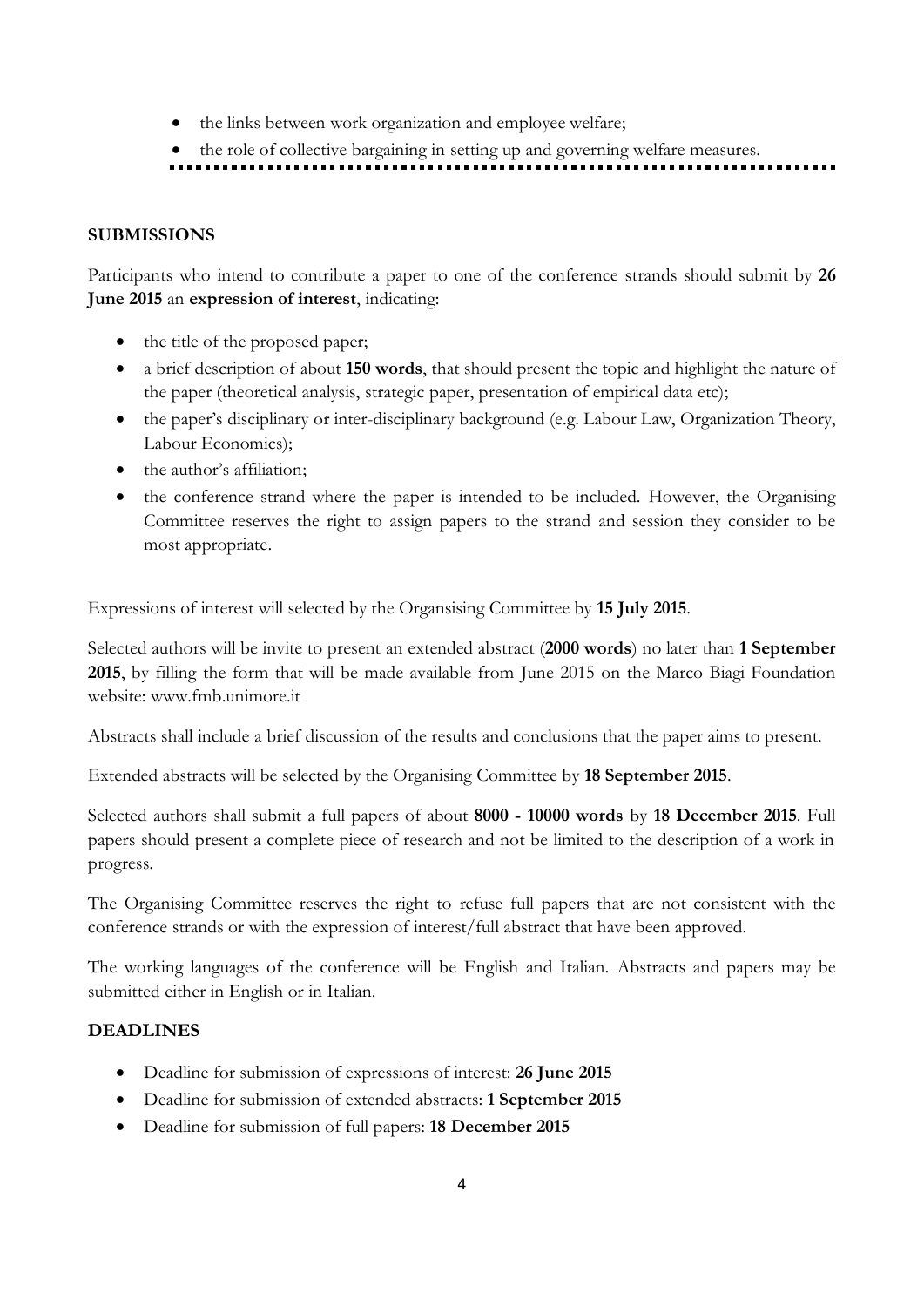- the links between work organization and employee welfare;
- the role of collective bargaining in setting up and governing welfare measures.

---

**SUBMISSIONS**

Participants who intend to contribute a paper to one of the conference strands should submit by **26 June 2015** an **expression of interest**, indicating:

- the title of the proposed paper;
- a brief description of about **150 words**, that should present the topic and highlight the nature of the paper (theoretical analysis, strategic paper, presentation of empirical data etc);
- the paper's disciplinary or inter-disciplinary background (e.g. Labour Law, Organization Theory, Labour Economics);
- the author's affiliation;
- the conference strand where the paper is intended to be included. However, the Organising Committee reserves the right to assign papers to the strand and session they consider to be most appropriate.

Expressions of interest will selected by the Organsising Committee by **15 July 2015**.

Selected authors will be invite to present an extended abstract (**2000 words**) no later than **1 September 2015**, by filling the form that will be made available from June 2015 on the Marco Biagi Foundation website: www.fmb.unimore.it

Abstracts shall include a brief discussion of the results and conclusions that the paper aims to present.

Extended abstracts will be selected by the Organising Committee by **18 September 2015**.

Selected authors shall submit a full papers of about **8000 - 10000 words** by **18 December 2015**. Full papers should present a complete piece of research and not be limited to the description of a work in progress.

The Organising Committee reserves the right to refuse full papers that are not consistent with the conference strands or with the expression of interest/full abstract that have been approved.

The working languages of the conference will be English and Italian. Abstracts and papers may be submitted either in English or in Italian.

**DEADLINES**

- Deadline for submission of expressions of interest: **26 June 2015**
- Deadline for submission of extended abstracts: **1 September 2015**
- Deadline for submission of full papers: **18 December 2015**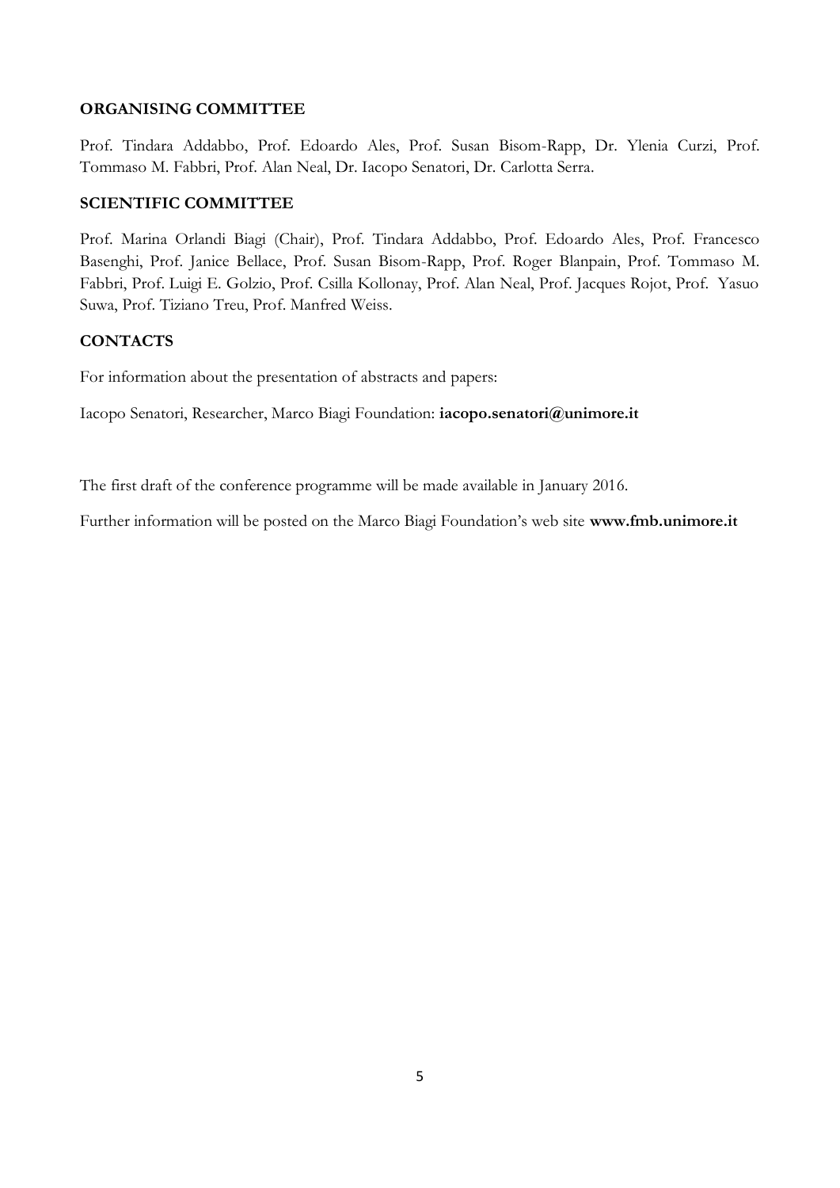**ORGANISING COMMITTEE**

Prof. Tindara Addabbo, Prof. Edoardo Ales, Prof. Susan Bisom-Rapp, Dr. Ylenia Curzi, Prof. Tommaso M. Fabbri, Prof. Alan Neal, Dr. Iacopo Senatori, Dr. Carlotta Serra.

**SCIENTIFIC COMMITTEE**

Prof. Marina Orlandi Biagi (Chair), Prof. Tindara Addabbo, Prof. Edoardo Ales, Prof. Francesco Basenghi, Prof. Janice Bellace, Prof. Susan Bisom-Rapp, Prof. Roger Blanpain, Prof. Tommaso M. Fabbri, Prof. Luigi E. Golzio, Prof. Csilla Kollonay, Prof. Alan Neal, Prof. Jacques Rojot, Prof. Yasuo Suwa, Prof. Tiziano Treu, Prof. Manfred Weiss.

**CONTACTS**

For information about the presentation of abstracts and papers:

Iacopo Senatori, Researcher, Marco Biagi Foundation: **iacopo.senatori@unimore.it**

The first draft of the conference programme will be made available in January 2016.

Further information will be posted on the Marco Biagi Foundation's web site **www.fmb.unimore.it**